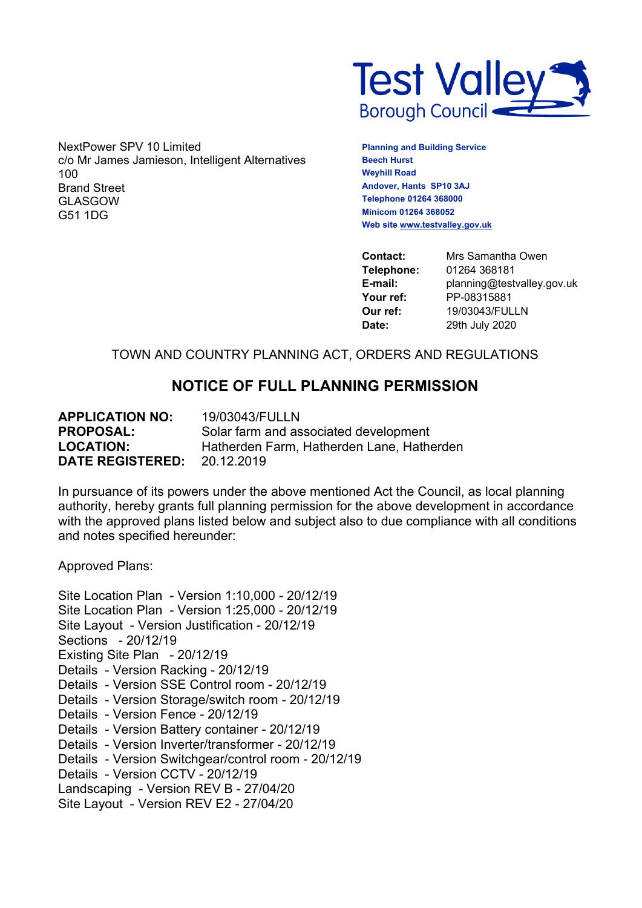Test Valley Borough Council

NextPower SPV 10 Limited
c/o Mr James Jamieson, Intelligent Alternatives
100
Brand Street
GLASGOW
G51 1DG

**Planning and Building Service**
**Beech Hurst**
**Weyhill Road**
**Andover, Hants SP10 3AJ**
**Telephone 01264 368000**
**Minicom 01264 368052**
**Web site www.testvalley.gov.uk**

| | |
|---|---|
| **Contact:** | Mrs Samantha Owen |
| **Telephone:** | 01264 368181 |
| **E-mail:** | planning@testvalley.gov.uk |
| **Your ref:** | PP-08315881 |
| **Our ref:** | 19/03043/FULLN |
| **Date:** | 29th July 2020 |

TOWN AND COUNTRY PLANNING ACT, ORDERS AND REGULATIONS

## NOTICE OF FULL PLANNING PERMISSION

| | |
|---|---|
| **APPLICATION NO:** | 19/03043/FULLN |
| **PROPOSAL:** | Solar farm and associated development |
| **LOCATION:** | Hatherden Farm, Hatherden Lane, Hatherden |
| **DATE REGISTERED:** | 20.12.2019 |

In pursuance of its powers under the above mentioned Act the Council, as local planning authority, hereby grants full planning permission for the above development in accordance with the approved plans listed below and subject also to due compliance with all conditions and notes specified hereunder:

Approved Plans:

Site Location Plan - Version 1:10,000 - 20/12/19
Site Location Plan - Version 1:25,000 - 20/12/19
Site Layout - Version Justification - 20/12/19
Sections - 20/12/19
Existing Site Plan - 20/12/19
Details - Version Racking - 20/12/19
Details - Version SSE Control room - 20/12/19
Details - Version Storage/switch room - 20/12/19
Details - Version Fence - 20/12/19
Details - Version Battery container - 20/12/19
Details - Version Inverter/transformer - 20/12/19
Details - Version Switchgear/control room - 20/12/19
Details - Version CCTV - 20/12/19
Landscaping - Version REV B - 27/04/20
Site Layout - Version REV E2 - 27/04/20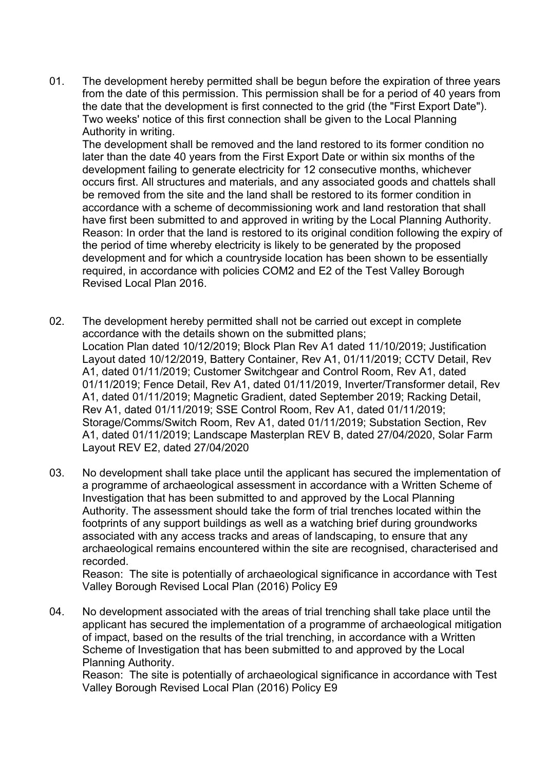01. The development hereby permitted shall be begun before the expiration of three years from the date of this permission. This permission shall be for a period of 40 years from the date that the development is first connected to the grid (the "First Export Date"). Two weeks' notice of this first connection shall be given to the Local Planning Authority in writing.
    The development shall be removed and the land restored to its former condition no later than the date 40 years from the First Export Date or within six months of the development failing to generate electricity for 12 consecutive months, whichever occurs first. All structures and materials, and any associated goods and chattels shall be removed from the site and the land shall be restored to its former condition in accordance with a scheme of decommissioning work and land restoration that shall have first been submitted to and approved in writing by the Local Planning Authority.
    Reason: In order that the land is restored to its original condition following the expiry of the period of time whereby electricity is likely to be generated by the proposed development and for which a countryside location has been shown to be essentially required, in accordance with policies COM2 and E2 of the Test Valley Borough Revised Local Plan 2016.

02. The development hereby permitted shall not be carried out except in complete accordance with the details shown on the submitted plans;
    Location Plan dated 10/12/2019; Block Plan Rev A1 dated 11/10/2019; Justification Layout dated 10/12/2019, Battery Container, Rev A1, 01/11/2019; CCTV Detail, Rev A1, dated 01/11/2019; Customer Switchgear and Control Room, Rev A1, dated 01/11/2019; Fence Detail, Rev A1, dated 01/11/2019, Inverter/Transformer detail, Rev A1, dated 01/11/2019; Magnetic Gradient, dated September 2019; Racking Detail, Rev A1, dated 01/11/2019; SSE Control Room, Rev A1, dated 01/11/2019; Storage/Comms/Switch Room, Rev A1, dated 01/11/2019; Substation Section, Rev A1, dated 01/11/2019; Landscape Masterplan REV B, dated 27/04/2020, Solar Farm Layout REV E2, dated 27/04/2020

03. No development shall take place until the applicant has secured the implementation of a programme of archaeological assessment in accordance with a Written Scheme of Investigation that has been submitted to and approved by the Local Planning Authority. The assessment should take the form of trial trenches located within the footprints of any support buildings as well as a watching brief during groundworks associated with any access tracks and areas of landscaping, to ensure that any archaeological remains encountered within the site are recognised, characterised and recorded.
    Reason: The site is potentially of archaeological significance in accordance with Test Valley Borough Revised Local Plan (2016) Policy E9

04. No development associated with the areas of trial trenching shall take place until the applicant has secured the implementation of a programme of archaeological mitigation of impact, based on the results of the trial trenching, in accordance with a Written Scheme of Investigation that has been submitted to and approved by the Local Planning Authority.
    Reason: The site is potentially of archaeological significance in accordance with Test Valley Borough Revised Local Plan (2016) Policy E9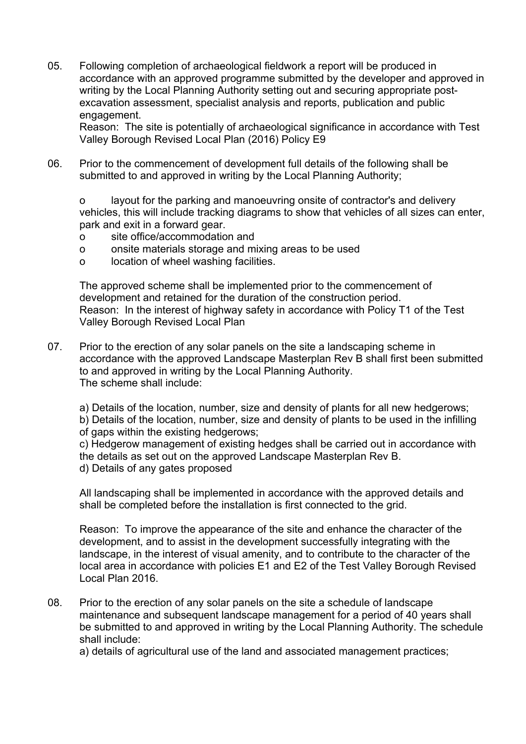05. Following completion of archaeological fieldwork a report will be produced in accordance with an approved programme submitted by the developer and approved in writing by the Local Planning Authority setting out and securing appropriate post-excavation assessment, specialist analysis and reports, publication and public engagement.
Reason: The site is potentially of archaeological significance in accordance with Test Valley Borough Revised Local Plan (2016) Policy E9

06. Prior to the commencement of development full details of the following shall be submitted to and approved in writing by the Local Planning Authority;

 o layout for the parking and manoeuvring onsite of contractor's and delivery vehicles, this will include tracking diagrams to show that vehicles of all sizes can enter, park and exit in a forward gear.
 o site office/accommodation and
 o onsite materials storage and mixing areas to be used
 o location of wheel washing facilities.

 The approved scheme shall be implemented prior to the commencement of development and retained for the duration of the construction period.
 Reason: In the interest of highway safety in accordance with Policy T1 of the Test Valley Borough Revised Local Plan

07. Prior to the erection of any solar panels on the site a landscaping scheme in accordance with the approved Landscape Masterplan Rev B shall first been submitted to and approved in writing by the Local Planning Authority.
 The scheme shall include:

 a) Details of the location, number, size and density of plants for all new hedgerows;
 b) Details of the location, number, size and density of plants to be used in the infilling of gaps within the existing hedgerows;
 c) Hedgerow management of existing hedges shall be carried out in accordance with the details as set out on the approved Landscape Masterplan Rev B.
 d) Details of any gates proposed

 All landscaping shall be implemented in accordance with the approved details and shall be completed before the installation is first connected to the grid.

 Reason: To improve the appearance of the site and enhance the character of the development, and to assist in the development successfully integrating with the landscape, in the interest of visual amenity, and to contribute to the character of the local area in accordance with policies E1 and E2 of the Test Valley Borough Revised Local Plan 2016.

08. Prior to the erection of any solar panels on the site a schedule of landscape maintenance and subsequent landscape management for a period of 40 years shall be submitted to and approved in writing by the Local Planning Authority. The schedule shall include:
 a) details of agricultural use of the land and associated management practices;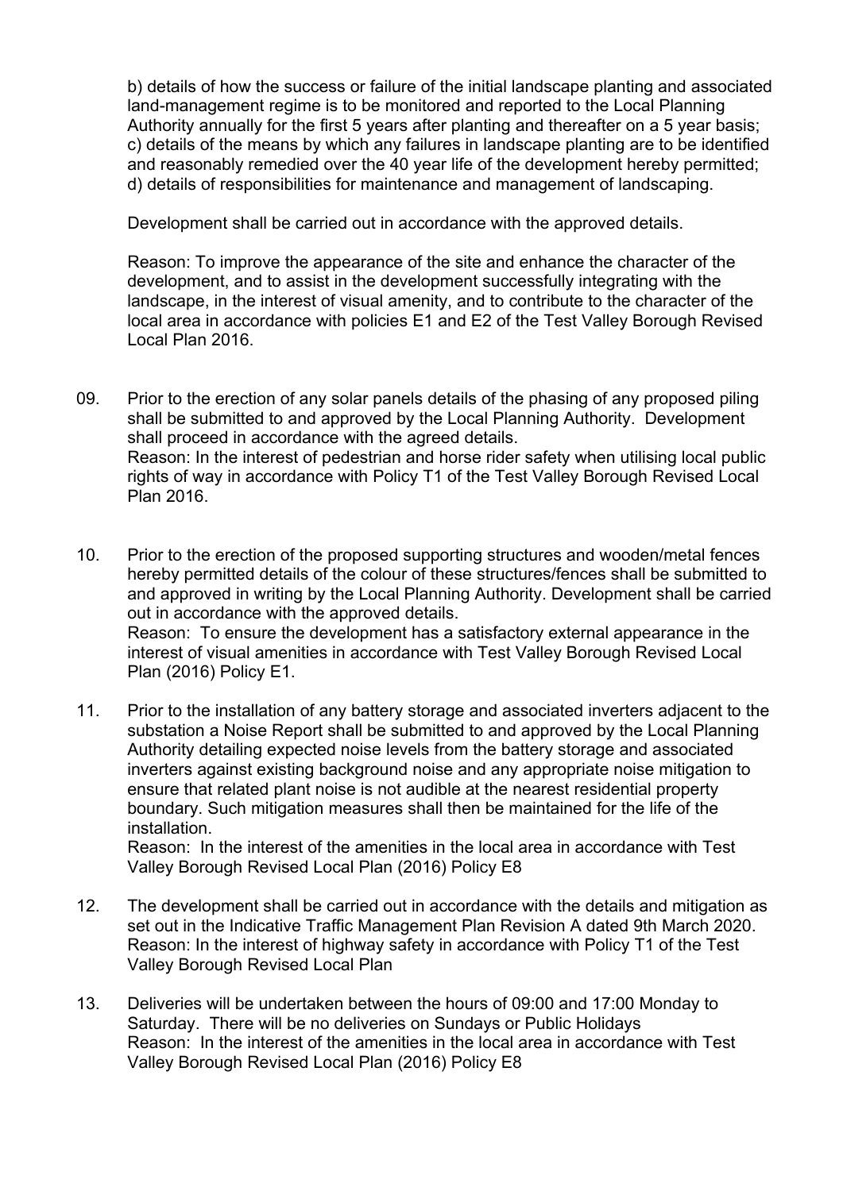b) details of how the success or failure of the initial landscape planting and associated land-management regime is to be monitored and reported to the Local Planning Authority annually for the first 5 years after planting and thereafter on a 5 year basis;
c) details of the means by which any failures in landscape planting are to be identified and reasonably remedied over the 40 year life of the development hereby permitted;
d) details of responsibilities for maintenance and management of landscaping.

Development shall be carried out in accordance with the approved details.

Reason: To improve the appearance of the site and enhance the character of the development, and to assist in the development successfully integrating with the landscape, in the interest of visual amenity, and to contribute to the character of the local area in accordance with policies E1 and E2 of the Test Valley Borough Revised Local Plan 2016.

09. Prior to the erection of any solar panels details of the phasing of any proposed piling shall be submitted to and approved by the Local Planning Authority. Development shall proceed in accordance with the agreed details.
Reason: In the interest of pedestrian and horse rider safety when utilising local public rights of way in accordance with Policy T1 of the Test Valley Borough Revised Local Plan 2016.

10. Prior to the erection of the proposed supporting structures and wooden/metal fences hereby permitted details of the colour of these structures/fences shall be submitted to and approved in writing by the Local Planning Authority. Development shall be carried out in accordance with the approved details.
Reason: To ensure the development has a satisfactory external appearance in the interest of visual amenities in accordance with Test Valley Borough Revised Local Plan (2016) Policy E1.

11. Prior to the installation of any battery storage and associated inverters adjacent to the substation a Noise Report shall be submitted to and approved by the Local Planning Authority detailing expected noise levels from the battery storage and associated inverters against existing background noise and any appropriate noise mitigation to ensure that related plant noise is not audible at the nearest residential property boundary. Such mitigation measures shall then be maintained for the life of the installation.
Reason: In the interest of the amenities in the local area in accordance with Test Valley Borough Revised Local Plan (2016) Policy E8

12. The development shall be carried out in accordance with the details and mitigation as set out in the Indicative Traffic Management Plan Revision A dated 9th March 2020.
Reason: In the interest of highway safety in accordance with Policy T1 of the Test Valley Borough Revised Local Plan

13. Deliveries will be undertaken between the hours of 09:00 and 17:00 Monday to Saturday. There will be no deliveries on Sundays or Public Holidays
Reason: In the interest of the amenities in the local area in accordance with Test Valley Borough Revised Local Plan (2016) Policy E8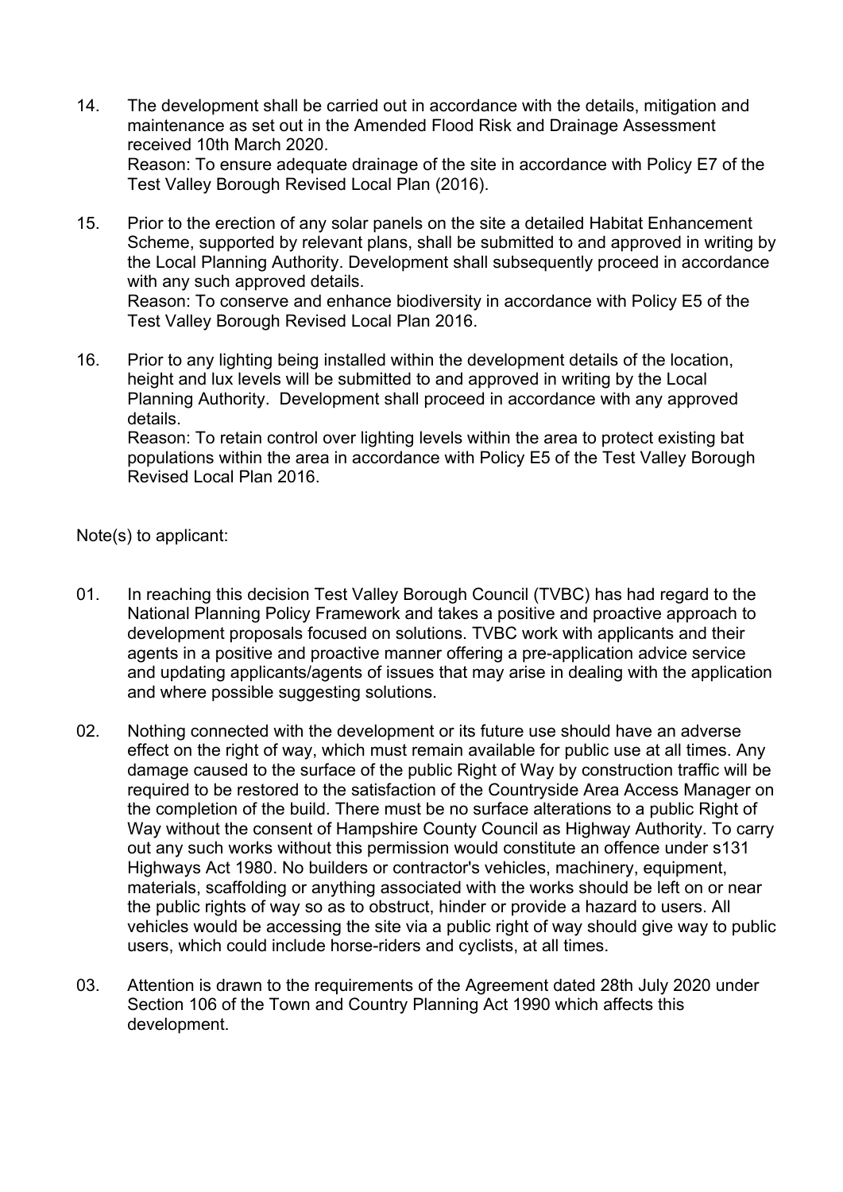14. The development shall be carried out in accordance with the details, mitigation and maintenance as set out in the Amended Flood Risk and Drainage Assessment received 10th March 2020.
    Reason: To ensure adequate drainage of the site in accordance with Policy E7 of the Test Valley Borough Revised Local Plan (2016).

15. Prior to the erection of any solar panels on the site a detailed Habitat Enhancement Scheme, supported by relevant plans, shall be submitted to and approved in writing by the Local Planning Authority. Development shall subsequently proceed in accordance with any such approved details.
    Reason: To conserve and enhance biodiversity in accordance with Policy E5 of the Test Valley Borough Revised Local Plan 2016.

16. Prior to any lighting being installed within the development details of the location, height and lux levels will be submitted to and approved in writing by the Local Planning Authority. Development shall proceed in accordance with any approved details.
    Reason: To retain control over lighting levels within the area to protect existing bat populations within the area in accordance with Policy E5 of the Test Valley Borough Revised Local Plan 2016.

Note(s) to applicant:

01. In reaching this decision Test Valley Borough Council (TVBC) has had regard to the National Planning Policy Framework and takes a positive and proactive approach to development proposals focused on solutions. TVBC work with applicants and their agents in a positive and proactive manner offering a pre-application advice service and updating applicants/agents of issues that may arise in dealing with the application and where possible suggesting solutions.

02. Nothing connected with the development or its future use should have an adverse effect on the right of way, which must remain available for public use at all times. Any damage caused to the surface of the public Right of Way by construction traffic will be required to be restored to the satisfaction of the Countryside Area Access Manager on the completion of the build. There must be no surface alterations to a public Right of Way without the consent of Hampshire County Council as Highway Authority. To carry out any such works without this permission would constitute an offence under s131 Highways Act 1980. No builders or contractor's vehicles, machinery, equipment, materials, scaffolding or anything associated with the works should be left on or near the public rights of way so as to obstruct, hinder or provide a hazard to users. All vehicles would be accessing the site via a public right of way should give way to public users, which could include horse-riders and cyclists, at all times.

03. Attention is drawn to the requirements of the Agreement dated 28th July 2020 under Section 106 of the Town and Country Planning Act 1990 which affects this development.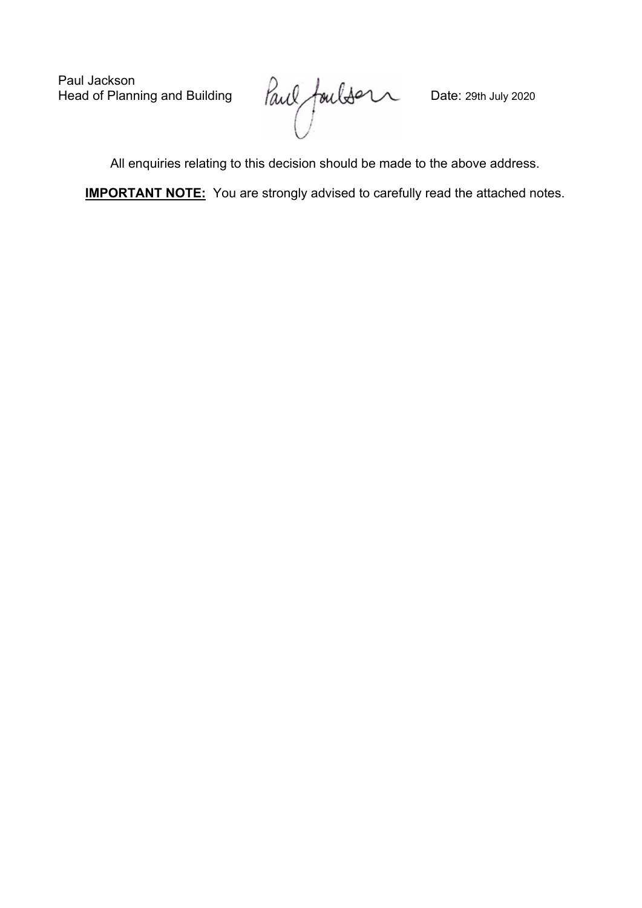Paul Jackson
Head of Planning and Building

Date: 29th July 2020

All enquiries relating to this decision should be made to the above address.

**IMPORTANT NOTE:** You are strongly advised to carefully read the attached notes.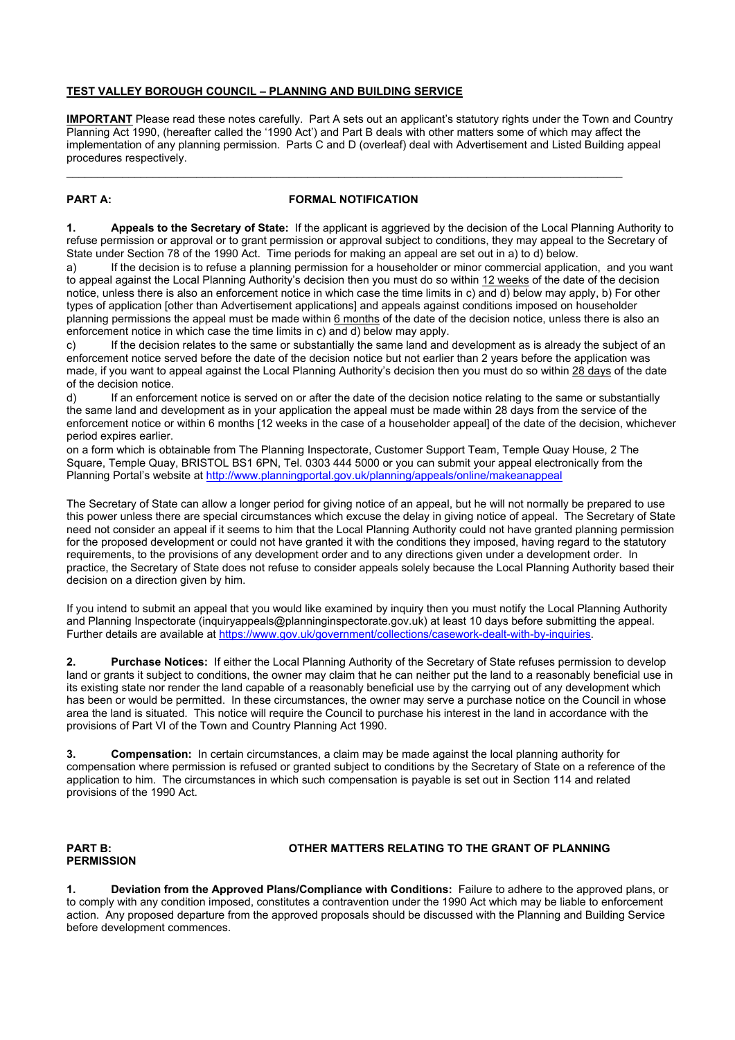**<u>TEST VALLEY BOROUGH COUNCIL – PLANNING AND BUILDING SERVICE</u>**

**<u>IMPORTANT</u>** Please read these notes carefully. Part A sets out an applicant's statutory rights under the Town and Country Planning Act 1990, (hereafter called the '1990 Act') and Part B deals with other matters some of which may affect the implementation of any planning permission. Parts C and D (overleaf) deal with Advertisement and Listed Building appeal procedures respectively.

---

**PART A: FORMAL NOTIFICATION**

**1. Appeals to the Secretary of State:** If the applicant is aggrieved by the decision of the Local Planning Authority to refuse permission or approval or to grant permission or approval subject to conditions, they may appeal to the Secretary of State under Section 78 of the 1990 Act. Time periods for making an appeal are set out in a) to d) below.

a) If the decision is to refuse a planning permission for a householder or minor commercial application, and you want to appeal against the Local Planning Authority's decision then you must do so within <u>12 weeks</u> of the date of the decision notice, unless there is also an enforcement notice in which case the time limits in c) and d) below may apply. b) For other types of application [other than Advertisement applications] and appeals against conditions imposed on householder planning permissions the appeal must be made within <u>6 months</u> of the date of the decision notice, unless there is also an enforcement notice in which case the time limits in c) and d) below may apply.

c) If the decision relates to the same or substantially the same land and development as is already the subject of an enforcement notice served before the date of the decision notice but not earlier than 2 years before the application was made, if you want to appeal against the Local Planning Authority's decision then you must do so within <u>28 days</u> of the date of the decision notice.

d) If an enforcement notice is served on or after the date of the decision notice relating to the same or substantially the same land and development as in your application the appeal must be made within 28 days from the service of the enforcement notice or within 6 months [12 weeks in the case of a householder appeal] of the date of the decision, whichever period expires earlier.

on a form which is obtainable from The Planning Inspectorate, Customer Support Team, Temple Quay House, 2 The Square, Temple Quay, BRISTOL BS1 6PN, Tel. 0303 444 5000 or you can submit your appeal electronically from the Planning Portal's website at http://www.planningportal.gov.uk/planning/appeals/online/makeanappeal

The Secretary of State can allow a longer period for giving notice of an appeal, but he will not normally be prepared to use this power unless there are special circumstances which excuse the delay in giving notice of appeal. The Secretary of State need not consider an appeal if it seems to him that the Local Planning Authority could not have granted planning permission for the proposed development or could not have granted it with the conditions they imposed, having regard to the statutory requirements, to the provisions of any development order and to any directions given under a development order. In practice, the Secretary of State does not refuse to consider appeals solely because the Local Planning Authority based their decision on a direction given by him.

If you intend to submit an appeal that you would like examined by inquiry then you must notify the Local Planning Authority and Planning Inspectorate (inquiryappeals@planninginspectorate.gov.uk) at least 10 days before submitting the appeal. Further details are available at https://www.gov.uk/government/collections/casework-dealt-with-by-inquiries.

**2. Purchase Notices:** If either the Local Planning Authority of the Secretary of State refuses permission to develop land or grants it subject to conditions, the owner may claim that he can neither put the land to a reasonably beneficial use in its existing state nor render the land capable of a reasonably beneficial use by the carrying out of any development which has been or would be permitted. In these circumstances, the owner may serve a purchase notice on the Council in whose area the land is situated. This notice will require the Council to purchase his interest in the land in accordance with the provisions of Part VI of the Town and Country Planning Act 1990.

**3. Compensation:** In certain circumstances, a claim may be made against the local planning authority for compensation where permission is refused or granted subject to conditions by the Secretary of State on a reference of the application to him. The circumstances in which such compensation is payable is set out in Section 114 and related provisions of the 1990 Act.

**PART B: OTHER MATTERS RELATING TO THE GRANT OF PLANNING PERMISSION**

**1. Deviation from the Approved Plans/Compliance with Conditions:** Failure to adhere to the approved plans, or to comply with any condition imposed, constitutes a contravention under the 1990 Act which may be liable to enforcement action. Any proposed departure from the approved proposals should be discussed with the Planning and Building Service before development commences.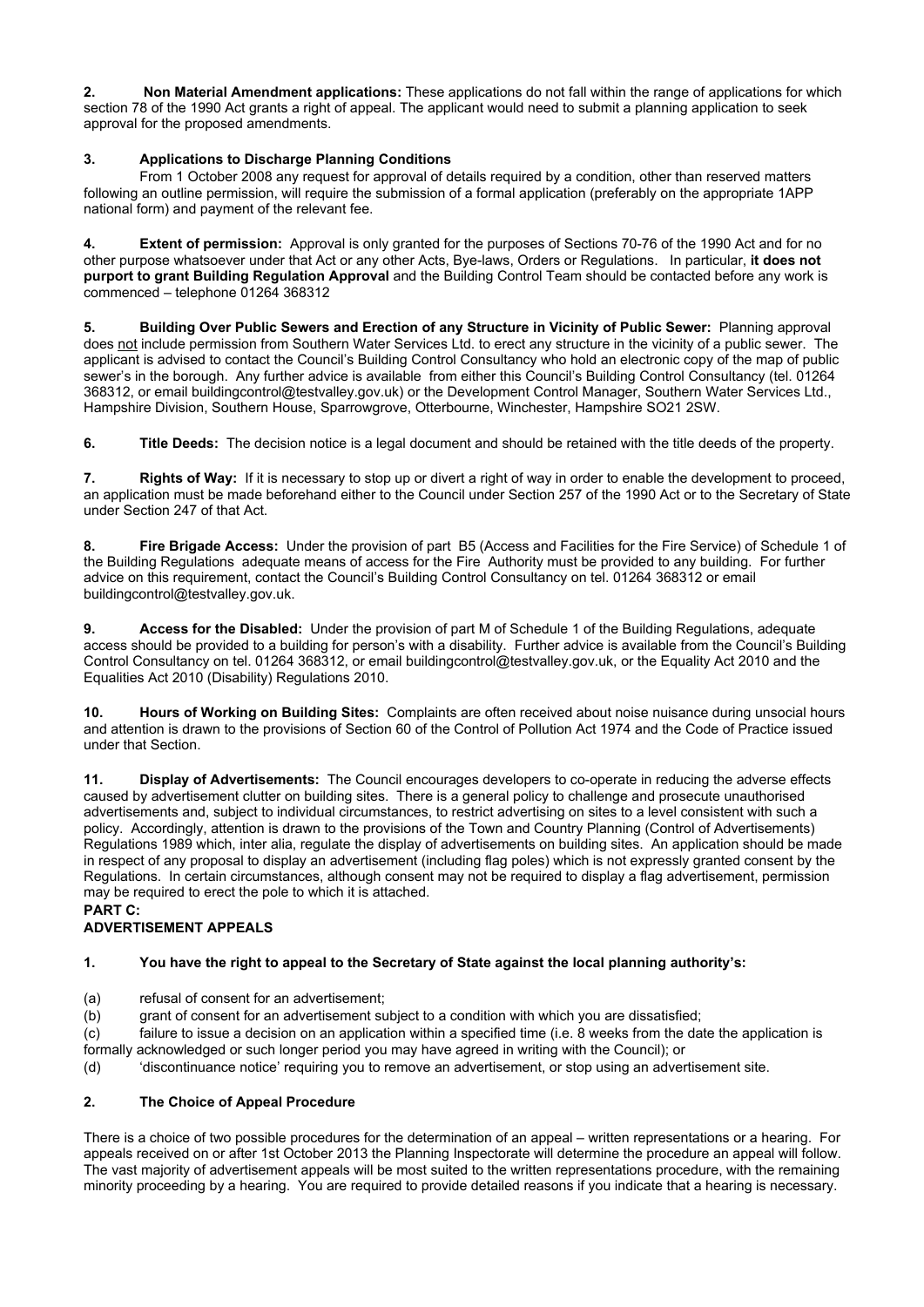**2. Non Material Amendment applications:** These applications do not fall within the range of applications for which section 78 of the 1990 Act grants a right of appeal. The applicant would need to submit a planning application to seek approval for the proposed amendments.

**3. Applications to Discharge Planning Conditions**

From 1 October 2008 any request for approval of details required by a condition, other than reserved matters following an outline permission, will require the submission of a formal application (preferably on the appropriate 1APP national form) and payment of the relevant fee.

**4. Extent of permission:** Approval is only granted for the purposes of Sections 70-76 of the 1990 Act and for no other purpose whatsoever under that Act or any other Acts, Bye-laws, Orders or Regulations. In particular, **it does not purport to grant Building Regulation Approval** and the Building Control Team should be contacted before any work is commenced – telephone 01264 368312

**5. Building Over Public Sewers and Erection of any Structure in Vicinity of Public Sewer:** Planning approval does not include permission from Southern Water Services Ltd. to erect any structure in the vicinity of a public sewer. The applicant is advised to contact the Council's Building Control Consultancy who hold an electronic copy of the map of public sewer's in the borough. Any further advice is available from either this Council's Building Control Consultancy (tel. 01264 368312, or email buildingcontrol@testvalley.gov.uk) or the Development Control Manager, Southern Water Services Ltd., Hampshire Division, Southern House, Sparrowgrove, Otterbourne, Winchester, Hampshire SO21 2SW.

**6. Title Deeds:** The decision notice is a legal document and should be retained with the title deeds of the property.

**7. Rights of Way:** If it is necessary to stop up or divert a right of way in order to enable the development to proceed, an application must be made beforehand either to the Council under Section 257 of the 1990 Act or to the Secretary of State under Section 247 of that Act.

**8. Fire Brigade Access:** Under the provision of part B5 (Access and Facilities for the Fire Service) of Schedule 1 of the Building Regulations adequate means of access for the Fire Authority must be provided to any building. For further advice on this requirement, contact the Council's Building Control Consultancy on tel. 01264 368312 or email buildingcontrol@testvalley.gov.uk.

**9. Access for the Disabled:** Under the provision of part M of Schedule 1 of the Building Regulations, adequate access should be provided to a building for person's with a disability. Further advice is available from the Council's Building Control Consultancy on tel. 01264 368312, or email buildingcontrol@testvalley.gov.uk, or the Equality Act 2010 and the Equalities Act 2010 (Disability) Regulations 2010.

**10. Hours of Working on Building Sites:** Complaints are often received about noise nuisance during unsocial hours and attention is drawn to the provisions of Section 60 of the Control of Pollution Act 1974 and the Code of Practice issued under that Section.

**11. Display of Advertisements:** The Council encourages developers to co-operate in reducing the adverse effects caused by advertisement clutter on building sites. There is a general policy to challenge and prosecute unauthorised advertisements and, subject to individual circumstances, to restrict advertising on sites to a level consistent with such a policy. Accordingly, attention is drawn to the provisions of the Town and Country Planning (Control of Advertisements) Regulations 1989 which, inter alia, regulate the display of advertisements on building sites. An application should be made in respect of any proposal to display an advertisement (including flag poles) which is not expressly granted consent by the Regulations. In certain circumstances, although consent may not be required to display a flag advertisement, permission may be required to erect the pole to which it is attached.

## PART C:
## ADVERTISEMENT APPEALS

**1. You have the right to appeal to the Secretary of State against the local planning authority's:**

(a) refusal of consent for an advertisement;

(b) grant of consent for an advertisement subject to a condition with which you are dissatisfied;

(c) failure to issue a decision on an application within a specified time (i.e. 8 weeks from the date the application is formally acknowledged or such longer period you may have agreed in writing with the Council); or

(d) 'discontinuance notice' requiring you to remove an advertisement, or stop using an advertisement site.

**2. The Choice of Appeal Procedure**

There is a choice of two possible procedures for the determination of an appeal – written representations or a hearing. For appeals received on or after 1st October 2013 the Planning Inspectorate will determine the procedure an appeal will follow. The vast majority of advertisement appeals will be most suited to the written representations procedure, with the remaining minority proceeding by a hearing. You are required to provide detailed reasons if you indicate that a hearing is necessary.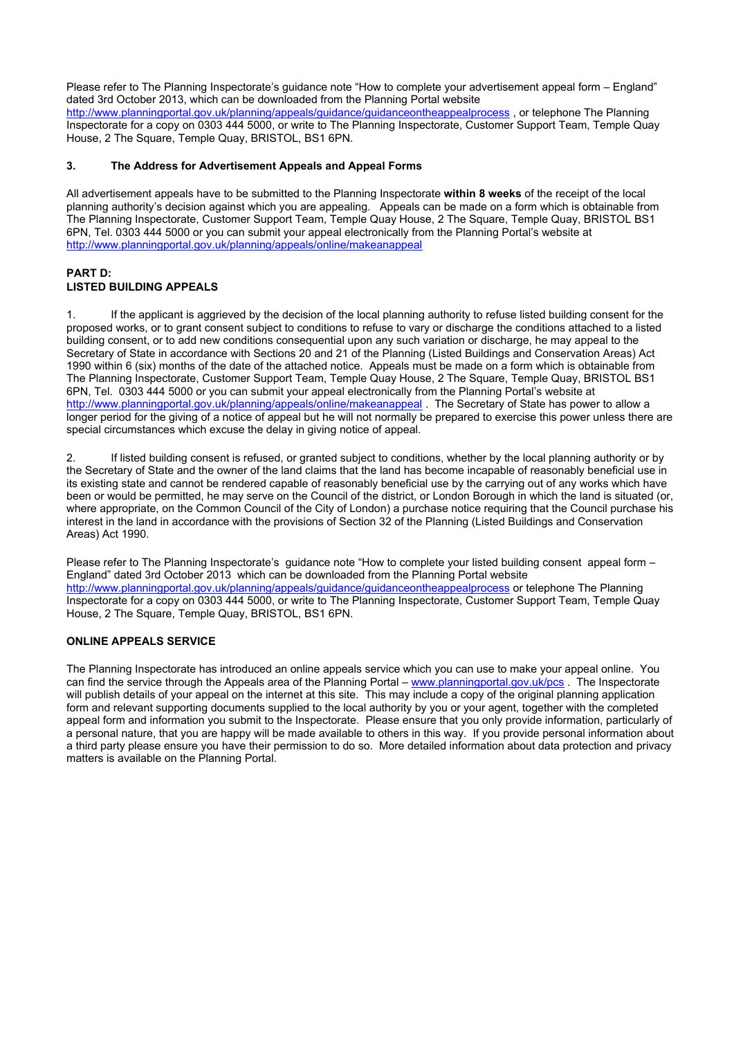Please refer to The Planning Inspectorate's guidance note "How to complete your advertisement appeal form – England" dated 3rd October 2013, which can be downloaded from the Planning Portal website http://www.planningportal.gov.uk/planning/appeals/guidance/guidanceontheappealprocess , or telephone The Planning Inspectorate for a copy on 0303 444 5000, or write to The Planning Inspectorate, Customer Support Team, Temple Quay House, 2 The Square, Temple Quay, BRISTOL, BS1 6PN.

### 3. The Address for Advertisement Appeals and Appeal Forms

All advertisement appeals have to be submitted to the Planning Inspectorate **within 8 weeks** of the receipt of the local planning authority's decision against which you are appealing. Appeals can be made on a form which is obtainable from The Planning Inspectorate, Customer Support Team, Temple Quay House, 2 The Square, Temple Quay, BRISTOL BS1 6PN, Tel. 0303 444 5000 or you can submit your appeal electronically from the Planning Portal's website at http://www.planningportal.gov.uk/planning/appeals/online/makeanappeal

## PART D:
## LISTED BUILDING APPEALS

1. If the applicant is aggrieved by the decision of the local planning authority to refuse listed building consent for the proposed works, or to grant consent subject to conditions to refuse to vary or discharge the conditions attached to a listed building consent, or to add new conditions consequential upon any such variation or discharge, he may appeal to the Secretary of State in accordance with Sections 20 and 21 of the Planning (Listed Buildings and Conservation Areas) Act 1990 within 6 (six) months of the date of the attached notice. Appeals must be made on a form which is obtainable from The Planning Inspectorate, Customer Support Team, Temple Quay House, 2 The Square, Temple Quay, BRISTOL BS1 6PN, Tel. 0303 444 5000 or you can submit your appeal electronically from the Planning Portal's website at http://www.planningportal.gov.uk/planning/appeals/online/makeanappeal . The Secretary of State has power to allow a longer period for the giving of a notice of appeal but he will not normally be prepared to exercise this power unless there are special circumstances which excuse the delay in giving notice of appeal.

2. If listed building consent is refused, or granted subject to conditions, whether by the local planning authority or by the Secretary of State and the owner of the land claims that the land has become incapable of reasonably beneficial use in its existing state and cannot be rendered capable of reasonably beneficial use by the carrying out of any works which have been or would be permitted, he may serve on the Council of the district, or London Borough in which the land is situated (or, where appropriate, on the Common Council of the City of London) a purchase notice requiring that the Council purchase his interest in the land in accordance with the provisions of Section 32 of the Planning (Listed Buildings and Conservation Areas) Act 1990.

Please refer to The Planning Inspectorate's guidance note "How to complete your listed building consent appeal form – England" dated 3rd October 2013 which can be downloaded from the Planning Portal website http://www.planningportal.gov.uk/planning/appeals/guidance/guidanceontheappealprocess or telephone The Planning Inspectorate for a copy on 0303 444 5000, or write to The Planning Inspectorate, Customer Support Team, Temple Quay House, 2 The Square, Temple Quay, BRISTOL, BS1 6PN.

### ONLINE APPEALS SERVICE

The Planning Inspectorate has introduced an online appeals service which you can use to make your appeal online. You can find the service through the Appeals area of the Planning Portal – www.planningportal.gov.uk/pcs . The Inspectorate will publish details of your appeal on the internet at this site. This may include a copy of the original planning application form and relevant supporting documents supplied to the local authority by you or your agent, together with the completed appeal form and information you submit to the Inspectorate. Please ensure that you only provide information, particularly of a personal nature, that you are happy will be made available to others in this way. If you provide personal information about a third party please ensure you have their permission to do so. More detailed information about data protection and privacy matters is available on the Planning Portal.